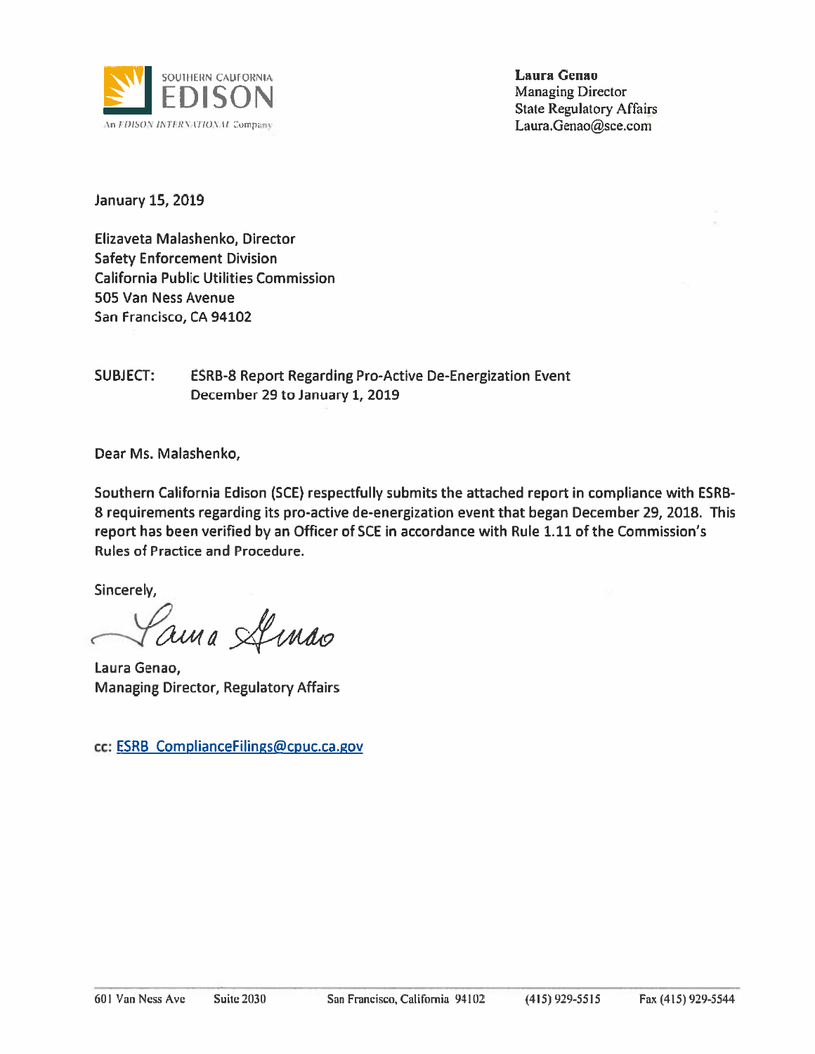SOUTHERN CALIFORNIA
EDISON
An EDISON INTERNATIONAL Company

**Laura Genao**
Managing Director
State Regulatory Affairs
Laura.Genao@sce.com

January 15, 2019

Elizaveta Malashenko, Director
Safety Enforcement Division
California Public Utilities Commission
505 Van Ness Avenue
San Francisco, CA 94102

SUBJECT: ESRB-8 Report Regarding Pro-Active De-Energization Event December 29 to January 1, 2019

Dear Ms. Malashenko,

Southern California Edison (SCE) respectfully submits the attached report in compliance with ESRB-8 requirements regarding its pro-active de-energization event that began December 29, 2018. This report has been verified by an Officer of SCE in accordance with Rule 1.11 of the Commission's Rules of Practice and Procedure.

Sincerely,

Laura Genao

Laura Genao,
Managing Director, Regulatory Affairs

cc: ESRB_ComplianceFilings@cpuc.ca.gov

601 Van Ness Ave Suite 2030 San Francisco, California 94102 (415) 929-5515 Fax (415) 929-5544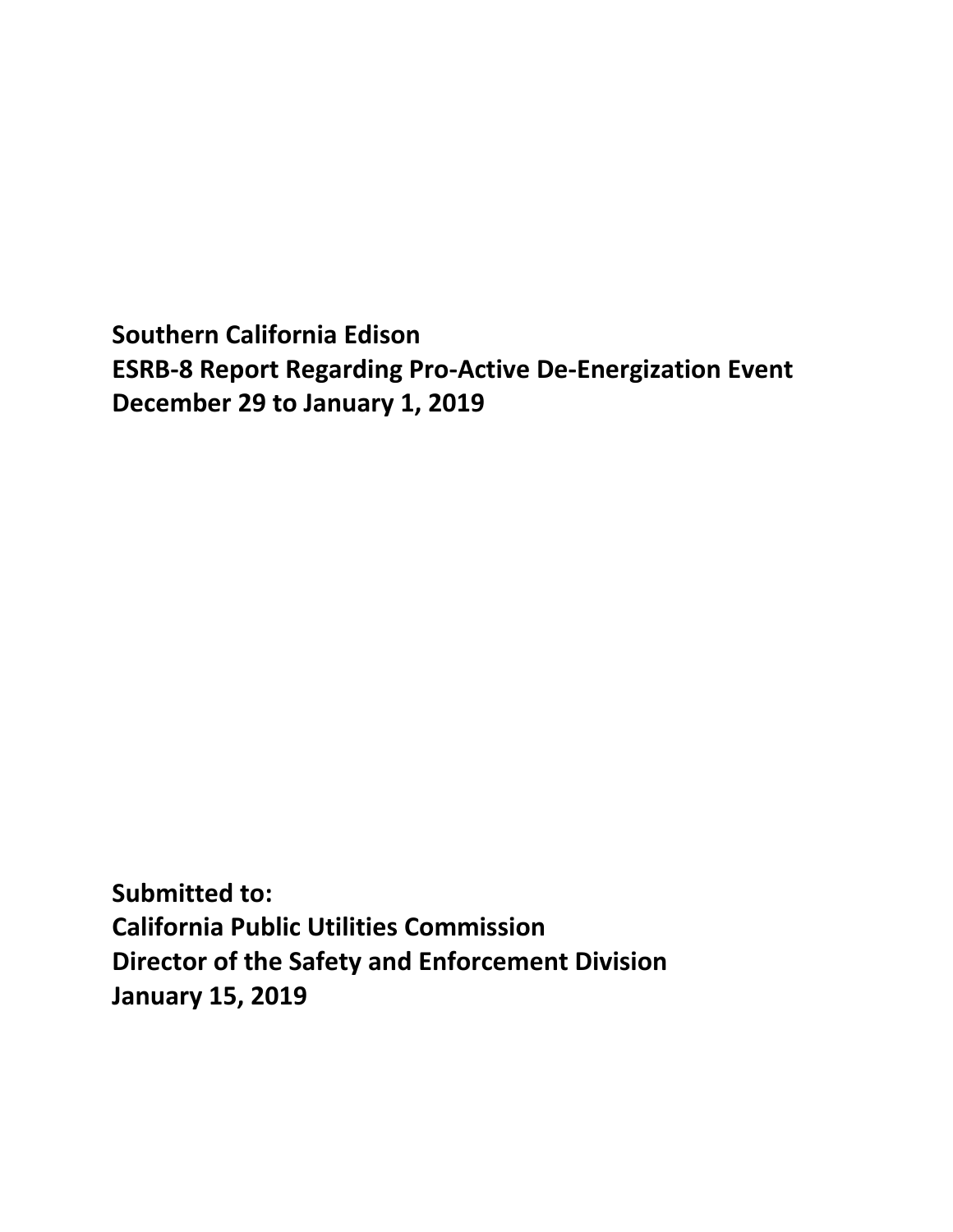**Southern California Edison**
**ESRB-8 Report Regarding Pro-Active De-Energization Event**
**December 29 to January 1, 2019**

**Submitted to:**
**California Public Utilities Commission**
**Director of the Safety and Enforcement Division**
**January 15, 2019**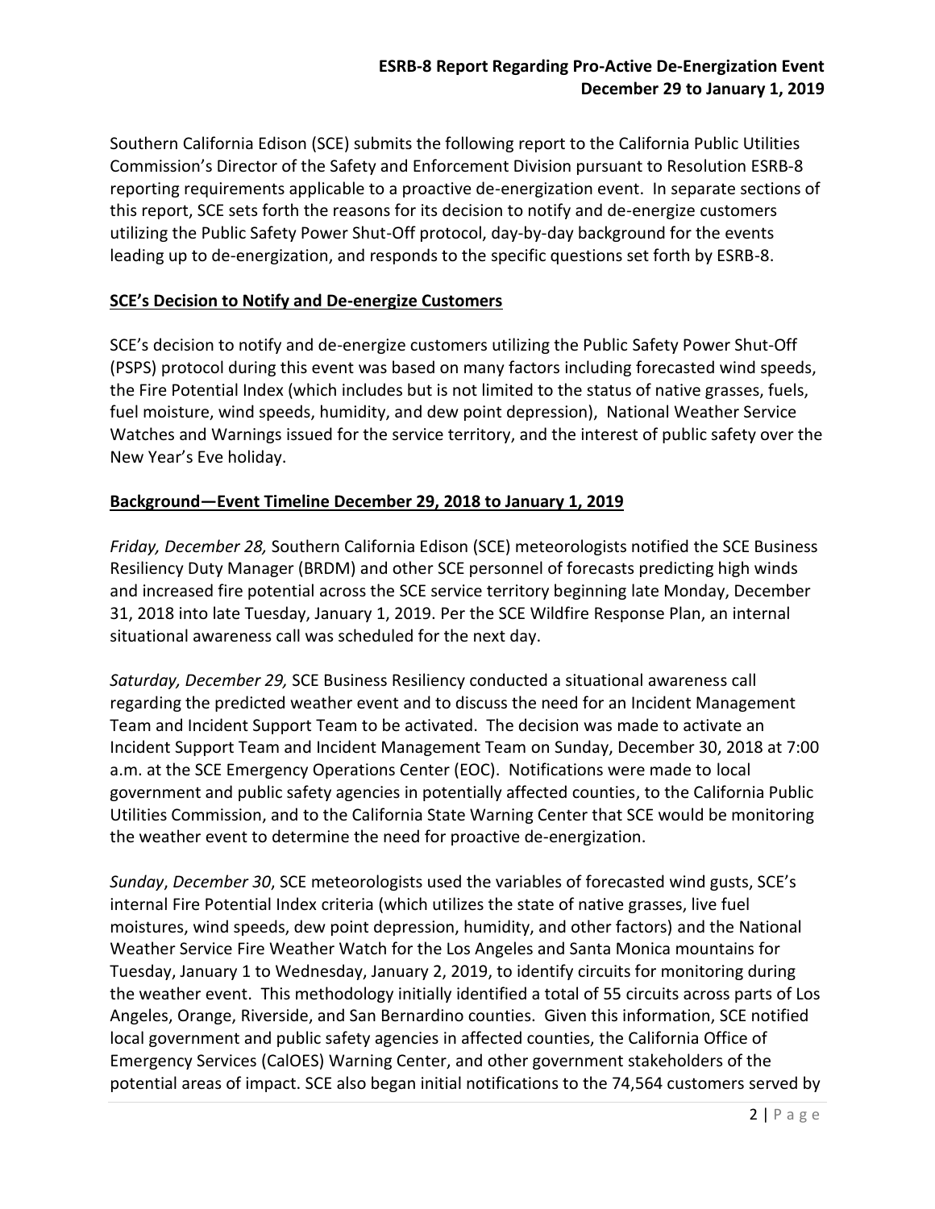Southern California Edison (SCE) submits the following report to the California Public Utilities Commission's Director of the Safety and Enforcement Division pursuant to Resolution ESRB-8 reporting requirements applicable to a proactive de-energization event. In separate sections of this report, SCE sets forth the reasons for its decision to notify and de-energize customers utilizing the Public Safety Power Shut-Off protocol, day-by-day background for the events leading up to de-energization, and responds to the specific questions set forth by ESRB-8.

## SCE's Decision to Notify and De-energize Customers

SCE's decision to notify and de-energize customers utilizing the Public Safety Power Shut-Off (PSPS) protocol during this event was based on many factors including forecasted wind speeds, the Fire Potential Index (which includes but is not limited to the status of native grasses, fuels, fuel moisture, wind speeds, humidity, and dew point depression), National Weather Service Watches and Warnings issued for the service territory, and the interest of public safety over the New Year's Eve holiday.

## Background—Event Timeline December 29, 2018 to January 1, 2019

*Friday, December 28,* Southern California Edison (SCE) meteorologists notified the SCE Business Resiliency Duty Manager (BRDM) and other SCE personnel of forecasts predicting high winds and increased fire potential across the SCE service territory beginning late Monday, December 31, 2018 into late Tuesday, January 1, 2019. Per the SCE Wildfire Response Plan, an internal situational awareness call was scheduled for the next day.

*Saturday, December 29,* SCE Business Resiliency conducted a situational awareness call regarding the predicted weather event and to discuss the need for an Incident Management Team and Incident Support Team to be activated. The decision was made to activate an Incident Support Team and Incident Management Team on Sunday, December 30, 2018 at 7:00 a.m. at the SCE Emergency Operations Center (EOC). Notifications were made to local government and public safety agencies in potentially affected counties, to the California Public Utilities Commission, and to the California State Warning Center that SCE would be monitoring the weather event to determine the need for proactive de-energization.

*Sunday*, *December 30*, SCE meteorologists used the variables of forecasted wind gusts, SCE's internal Fire Potential Index criteria (which utilizes the state of native grasses, live fuel moistures, wind speeds, dew point depression, humidity, and other factors) and the National Weather Service Fire Weather Watch for the Los Angeles and Santa Monica mountains for Tuesday, January 1 to Wednesday, January 2, 2019, to identify circuits for monitoring during the weather event. This methodology initially identified a total of 55 circuits across parts of Los Angeles, Orange, Riverside, and San Bernardino counties. Given this information, SCE notified local government and public safety agencies in affected counties, the California Office of Emergency Services (CalOES) Warning Center, and other government stakeholders of the potential areas of impact. SCE also began initial notifications to the 74,564 customers served by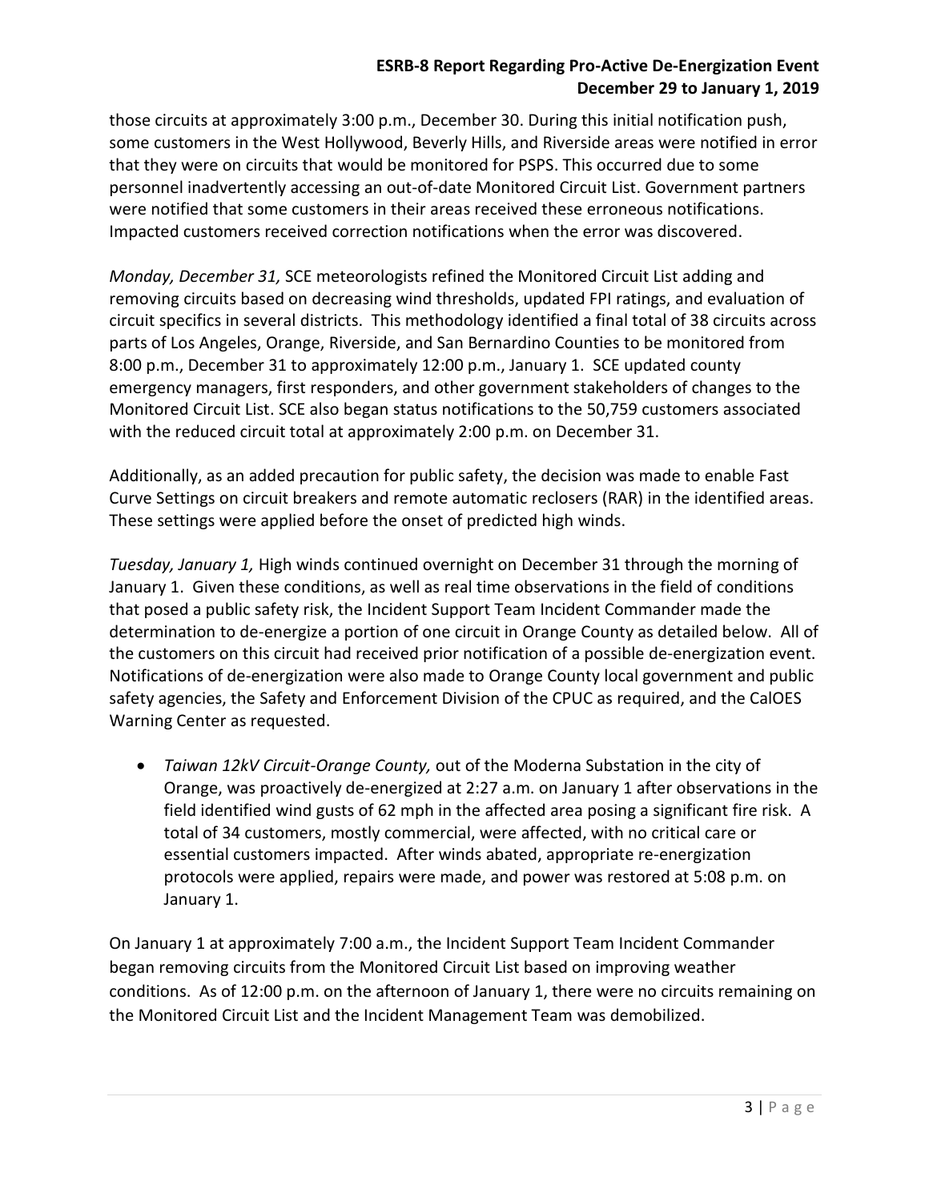those circuits at approximately 3:00 p.m., December 30. During this initial notification push, some customers in the West Hollywood, Beverly Hills, and Riverside areas were notified in error that they were on circuits that would be monitored for PSPS. This occurred due to some personnel inadvertently accessing an out-of-date Monitored Circuit List. Government partners were notified that some customers in their areas received these erroneous notifications. Impacted customers received correction notifications when the error was discovered.

*Monday, December 31,* SCE meteorologists refined the Monitored Circuit List adding and removing circuits based on decreasing wind thresholds, updated FPI ratings, and evaluation of circuit specifics in several districts. This methodology identified a final total of 38 circuits across parts of Los Angeles, Orange, Riverside, and San Bernardino Counties to be monitored from 8:00 p.m., December 31 to approximately 12:00 p.m., January 1. SCE updated county emergency managers, first responders, and other government stakeholders of changes to the Monitored Circuit List. SCE also began status notifications to the 50,759 customers associated with the reduced circuit total at approximately 2:00 p.m. on December 31.

Additionally, as an added precaution for public safety, the decision was made to enable Fast Curve Settings on circuit breakers and remote automatic reclosers (RAR) in the identified areas. These settings were applied before the onset of predicted high winds.

*Tuesday, January 1,* High winds continued overnight on December 31 through the morning of January 1. Given these conditions, as well as real time observations in the field of conditions that posed a public safety risk, the Incident Support Team Incident Commander made the determination to de-energize a portion of one circuit in Orange County as detailed below. All of the customers on this circuit had received prior notification of a possible de-energization event. Notifications of de-energization were also made to Orange County local government and public safety agencies, the Safety and Enforcement Division of the CPUC as required, and the CalOES Warning Center as requested.

- *Taiwan 12kV Circuit-Orange County,* out of the Moderna Substation in the city of Orange, was proactively de-energized at 2:27 a.m. on January 1 after observations in the field identified wind gusts of 62 mph in the affected area posing a significant fire risk. A total of 34 customers, mostly commercial, were affected, with no critical care or essential customers impacted. After winds abated, appropriate re-energization protocols were applied, repairs were made, and power was restored at 5:08 p.m. on January 1.

On January 1 at approximately 7:00 a.m., the Incident Support Team Incident Commander began removing circuits from the Monitored Circuit List based on improving weather conditions. As of 12:00 p.m. on the afternoon of January 1, there were no circuits remaining on the Monitored Circuit List and the Incident Management Team was demobilized.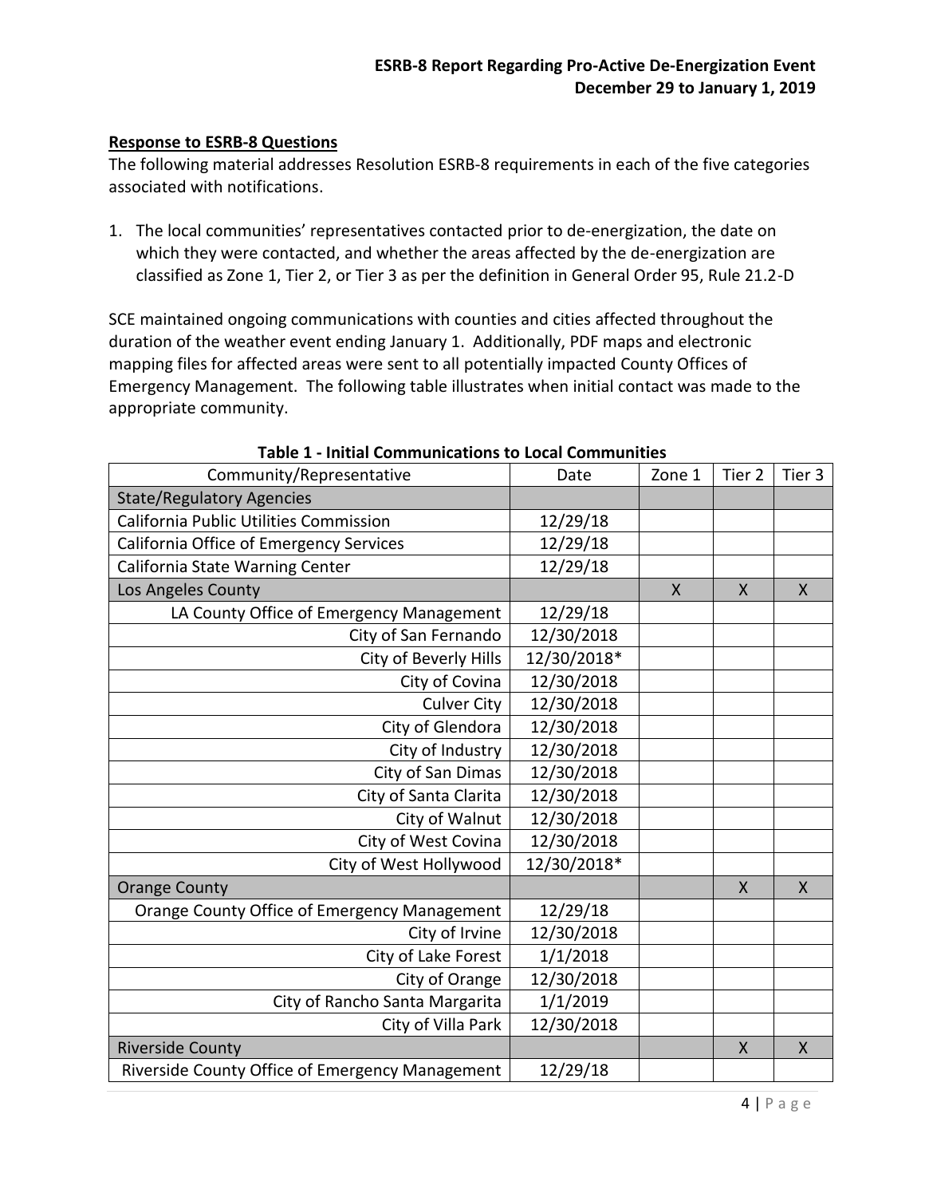## Response to ESRB-8 Questions

The following material addresses Resolution ESRB-8 requirements in each of the five categories associated with notifications.

1. The local communities' representatives contacted prior to de-energization, the date on which they were contacted, and whether the areas affected by the de-energization are classified as Zone 1, Tier 2, or Tier 3 as per the definition in General Order 95, Rule 21.2-D

SCE maintained ongoing communications with counties and cities affected throughout the duration of the weather event ending January 1. Additionally, PDF maps and electronic mapping files for affected areas were sent to all potentially impacted County Offices of Emergency Management. The following table illustrates when initial contact was made to the appropriate community.

**Table 1 - Initial Communications to Local Communities**

| Community/Representative | Date | Zone 1 | Tier 2 | Tier 3 |
|---|---|---|---|---|
| State/Regulatory Agencies | | | | |
| California Public Utilities Commission | 12/29/18 | | | |
| California Office of Emergency Services | 12/29/18 | | | |
| California State Warning Center | 12/29/18 | | | |
| Los Angeles County | | X | X | X |
| LA County Office of Emergency Management | 12/29/18 | | | |
| City of San Fernando | 12/30/2018 | | | |
| City of Beverly Hills | 12/30/2018* | | | |
| City of Covina | 12/30/2018 | | | |
| Culver City | 12/30/2018 | | | |
| City of Glendora | 12/30/2018 | | | |
| City of Industry | 12/30/2018 | | | |
| City of San Dimas | 12/30/2018 | | | |
| City of Santa Clarita | 12/30/2018 | | | |
| City of Walnut | 12/30/2018 | | | |
| City of West Covina | 12/30/2018 | | | |
| City of West Hollywood | 12/30/2018* | | | |
| Orange County | | | X | X |
| Orange County Office of Emergency Management | 12/29/18 | | | |
| City of Irvine | 12/30/2018 | | | |
| City of Lake Forest | 1/1/2018 | | | |
| City of Orange | 12/30/2018 | | | |
| City of Rancho Santa Margarita | 1/1/2019 | | | |
| City of Villa Park | 12/30/2018 | | | |
| Riverside County | | | X | X |
| Riverside County Office of Emergency Management | 12/29/18 | | | |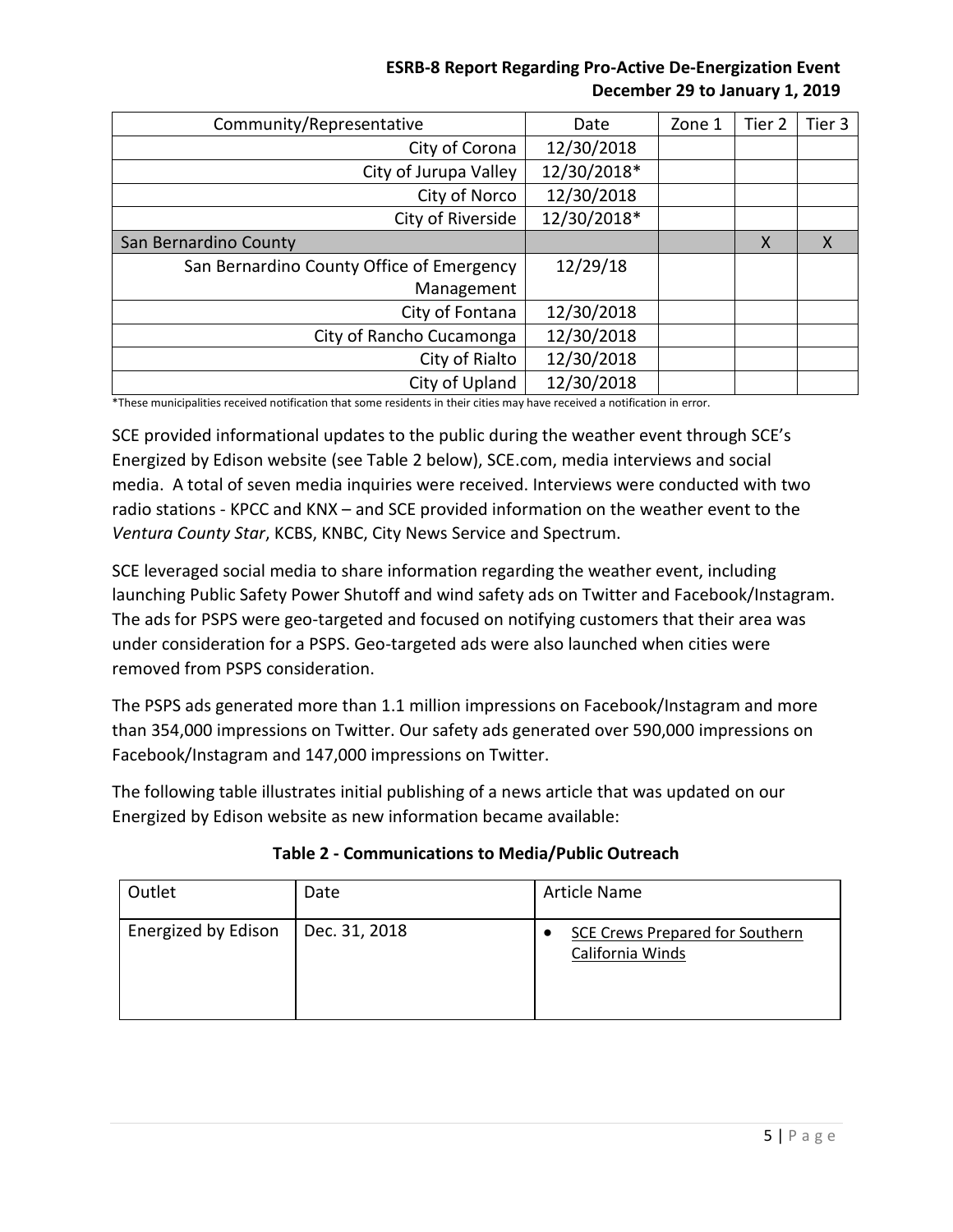| Community/Representative | Date | Zone 1 | Tier 2 | Tier 3 |
|---|---|---|---|---|
| City of Corona | 12/30/2018 | | | |
| City of Jurupa Valley | 12/30/2018* | | | |
| City of Norco | 12/30/2018 | | | |
| City of Riverside | 12/30/2018* | | | |
| San Bernardino County | | | X | X |
| San Bernardino County Office of Emergency Management | 12/29/18 | | | |
| City of Fontana | 12/30/2018 | | | |
| City of Rancho Cucamonga | 12/30/2018 | | | |
| City of Rialto | 12/30/2018 | | | |
| City of Upland | 12/30/2018 | | | |

*These municipalities received notification that some residents in their cities may have received a notification in error.

SCE provided informational updates to the public during the weather event through SCE's Energized by Edison website (see Table 2 below), SCE.com, media interviews and social media. A total of seven media inquiries were received. Interviews were conducted with two radio stations - KPCC and KNX – and SCE provided information on the weather event to the *Ventura County Star*, KCBS, KNBC, City News Service and Spectrum.

SCE leveraged social media to share information regarding the weather event, including launching Public Safety Power Shutoff and wind safety ads on Twitter and Facebook/Instagram. The ads for PSPS were geo-targeted and focused on notifying customers that their area was under consideration for a PSPS. Geo-targeted ads were also launched when cities were removed from PSPS consideration.

The PSPS ads generated more than 1.1 million impressions on Facebook/Instagram and more than 354,000 impressions on Twitter. Our safety ads generated over 590,000 impressions on Facebook/Instagram and 147,000 impressions on Twitter.

The following table illustrates initial publishing of a news article that was updated on our Energized by Edison website as new information became available:

**Table 2 - Communications to Media/Public Outreach**

| Outlet | Date | Article Name |
|---|---|---|
| Energized by Edison | Dec. 31, 2018 | • SCE Crews Prepared for Southern California Winds |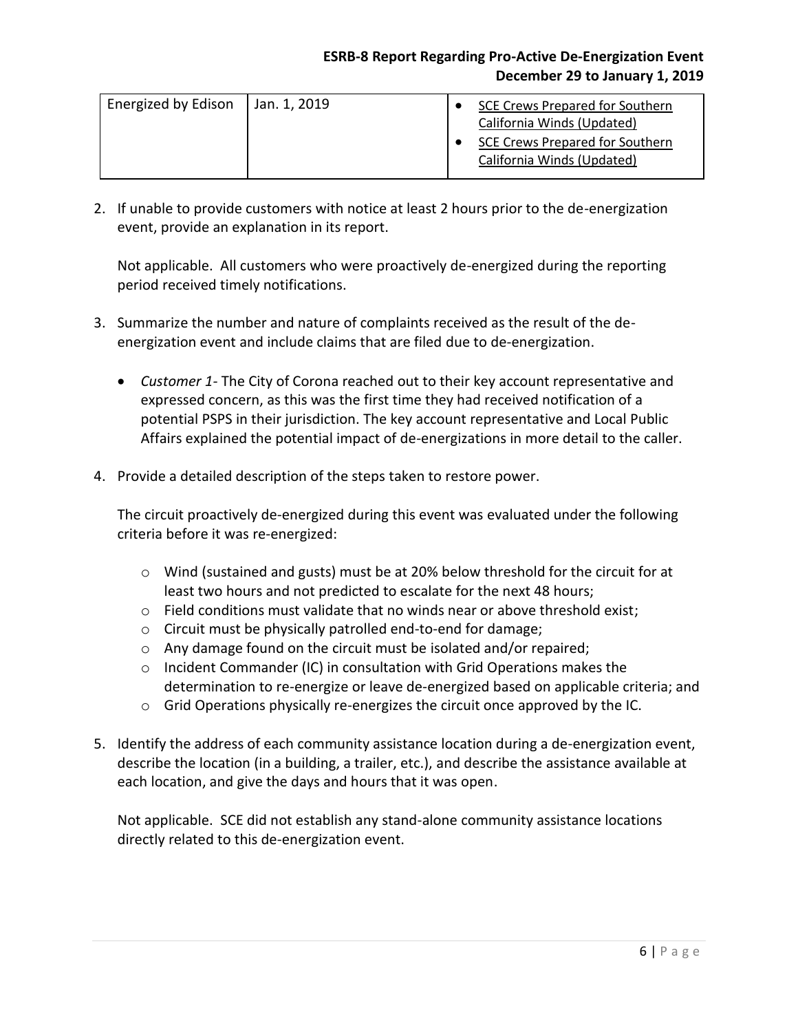| Energized by Edison | Jan. 1, 2019 | • SCE Crews Prepared for Southern California Winds (Updated)<br>• SCE Crews Prepared for Southern California Winds (Updated) |
|---|---|---|

2. If unable to provide customers with notice at least 2 hours prior to the de-energization event, provide an explanation in its report.

   Not applicable. All customers who were proactively de-energized during the reporting period received timely notifications.

3. Summarize the number and nature of complaints received as the result of the de-energization event and include claims that are filed due to de-energization.

   - *Customer 1*- The City of Corona reached out to their key account representative and expressed concern, as this was the first time they had received notification of a potential PSPS in their jurisdiction. The key account representative and Local Public Affairs explained the potential impact of de-energizations in more detail to the caller.

4. Provide a detailed description of the steps taken to restore power.

   The circuit proactively de-energized during this event was evaluated under the following criteria before it was re-energized:

   - Wind (sustained and gusts) must be at 20% below threshold for the circuit for at least two hours and not predicted to escalate for the next 48 hours;
   - Field conditions must validate that no winds near or above threshold exist;
   - Circuit must be physically patrolled end-to-end for damage;
   - Any damage found on the circuit must be isolated and/or repaired;
   - Incident Commander (IC) in consultation with Grid Operations makes the determination to re-energize or leave de-energized based on applicable criteria; and
   - Grid Operations physically re-energizes the circuit once approved by the IC.

5. Identify the address of each community assistance location during a de-energization event, describe the location (in a building, a trailer, etc.), and describe the assistance available at each location, and give the days and hours that it was open.

   Not applicable. SCE did not establish any stand-alone community assistance locations directly related to this de-energization event.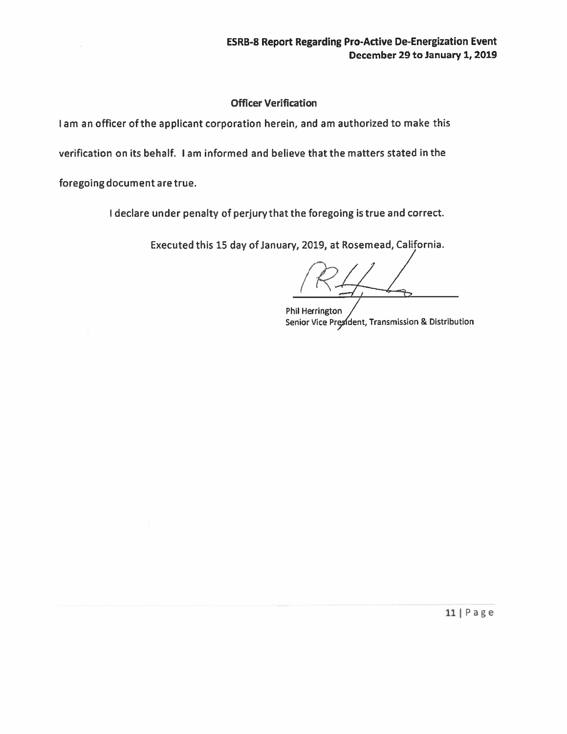## Officer Verification

I am an officer of the applicant corporation herein, and am authorized to make this verification on its behalf. I am informed and believe that the matters stated in the foregoing document are true.

I declare under penalty of perjury that the foregoing is true and correct.

Executed this 15 day of January, 2019, at Rosemead, California.

Phil Herrington
Senior Vice President, Transmission & Distribution